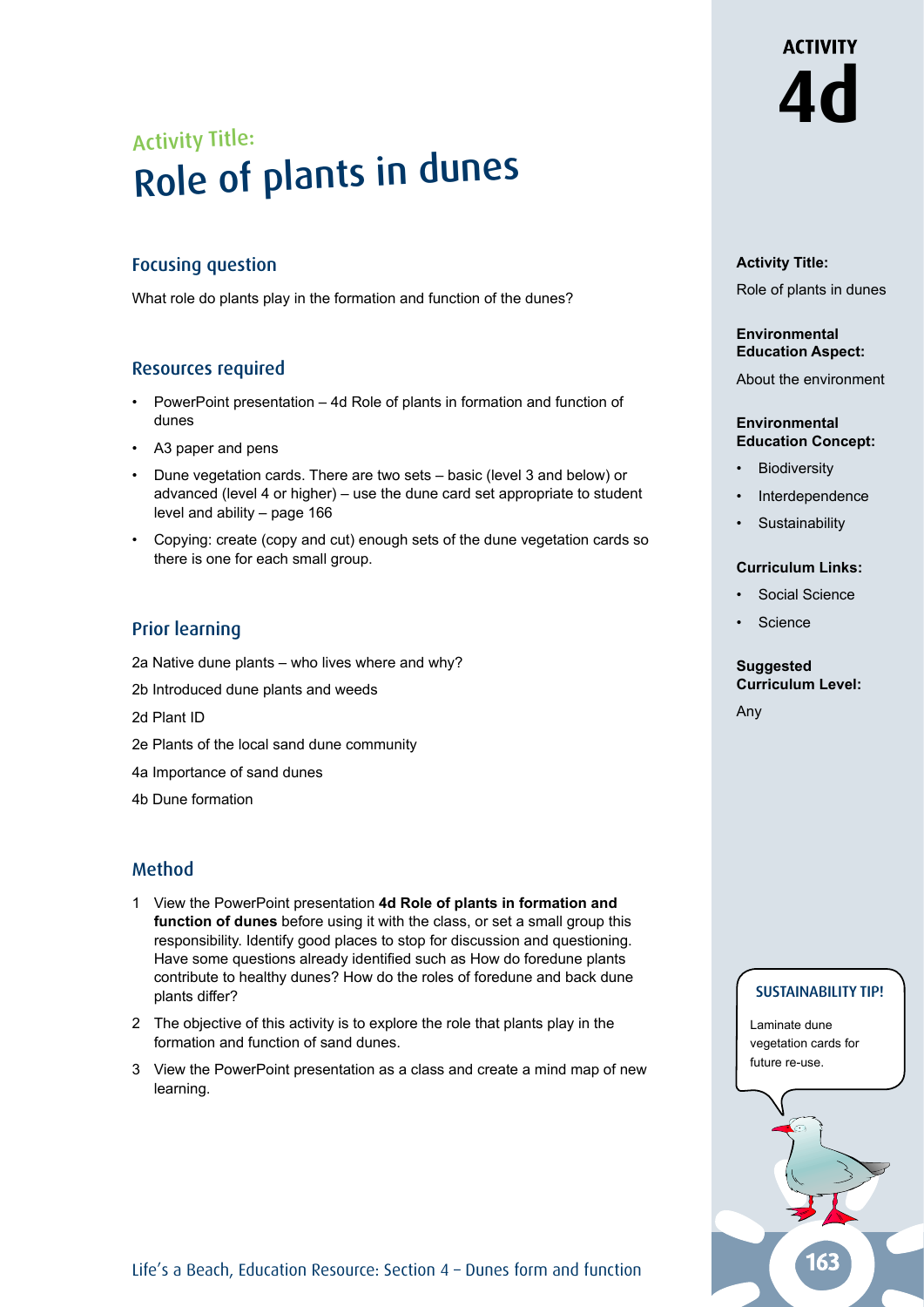# ACTIVITY 4d

Activity Title:

# Role of plants in dunes

## Focusing question

What role do plants play in the formation and function of the dunes?

## Resources required

- PowerPoint presentation – 4d Role of plants in formation and function of dunes
- A3 paper and pens
- Dune vegetation cards. There are two sets – basic (level 3 and below) or advanced (level 4 or higher) – use the dune card set appropriate to student level and ability – page 166
- Copying: create (copy and cut) enough sets of the dune vegetation cards so there is one for each small group.

## Prior learning

2a Native dune plants – who lives where and why?

2b Introduced dune plants and weeds

2d Plant ID

2e Plants of the local sand dune community

4a Importance of sand dunes

4b Dune formation

## Method

1. View the PowerPoint presentation **4d Role of plants in formation and function of dunes** before using it with the class, or set a small group this responsibility. Identify good places to stop for discussion and questioning. Have some questions already identified such as How do foredune plants contribute to healthy dunes? How do the roles of foredune and back dune plants differ?
2. The objective of this activity is to explore the role that plants play in the formation and function of sand dunes.
3. View the PowerPoint presentation as a class and create a mind map of new learning.

**Activity Title:**

Role of plants in dunes

**Environmental Education Aspect:**

About the environment

**Environmental Education Concept:**

- Biodiversity
- Interdependence
- Sustainability

**Curriculum Links:**

- Social Science
- Science

**Suggested Curriculum Level:**

Any

**SUSTAINABILITY TIP!**

Laminate dune vegetation cards for future re-use.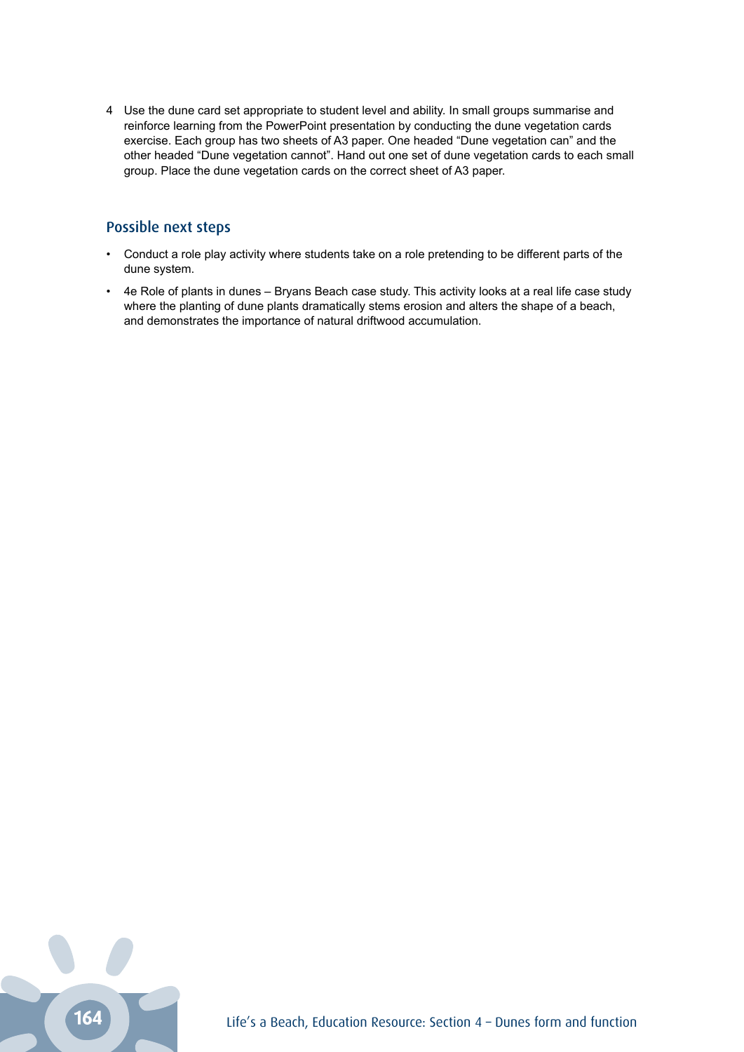4. Use the dune card set appropriate to student level and ability. In small groups summarise and reinforce learning from the PowerPoint presentation by conducting the dune vegetation cards exercise. Each group has two sheets of A3 paper. One headed “Dune vegetation can” and the other headed “Dune vegetation cannot”. Hand out one set of dune vegetation cards to each small group. Place the dune vegetation cards on the correct sheet of A3 paper.

## Possible next steps

- Conduct a role play activity where students take on a role pretending to be different parts of the dune system.
- 4e Role of plants in dunes – Bryans Beach case study. This activity looks at a real life case study where the planting of dune plants dramatically stems erosion and alters the shape of a beach, and demonstrates the importance of natural driftwood accumulation.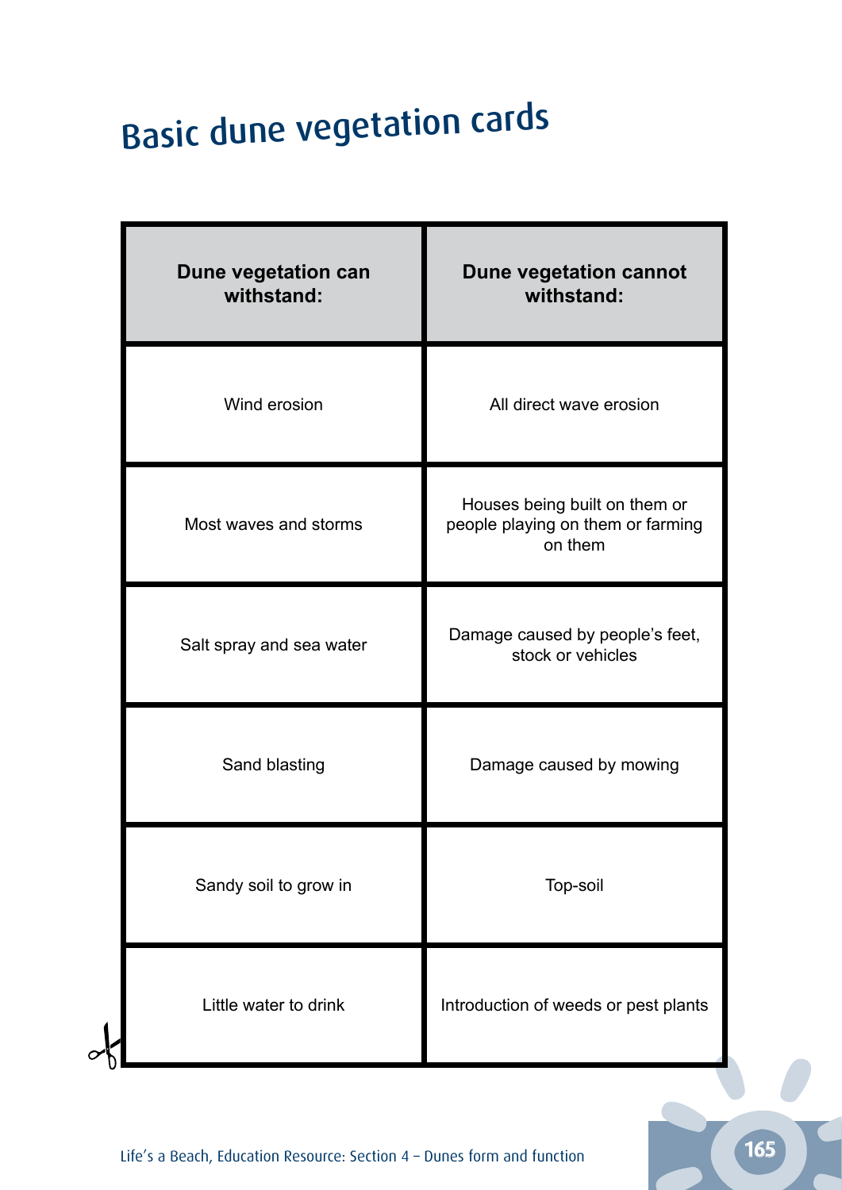# Basic dune vegetation cards

| Dune vegetation can withstand: | Dune vegetation cannot withstand: |
|---|---|
| Wind erosion | All direct wave erosion |
| Most waves and storms | Houses being built on them or people playing on them or farming on them |
| Salt spray and sea water | Damage caused by people's feet, stock or vehicles |
| Sand blasting | Damage caused by mowing |
| Sandy soil to grow in | Top-soil |
| Little water to drink | Introduction of weeds or pest plants |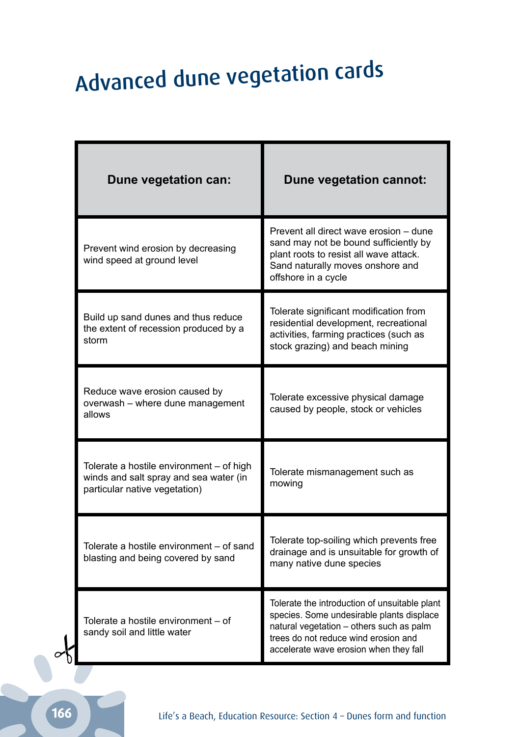# Advanced dune vegetation cards

| Dune vegetation can: | Dune vegetation cannot: |
|---|---|
| Prevent wind erosion by decreasing wind speed at ground level | Prevent all direct wave erosion – dune sand may not be bound sufficiently by plant roots to resist all wave attack. Sand naturally moves onshore and offshore in a cycle |
| Build up sand dunes and thus reduce the extent of recession produced by a storm | Tolerate significant modification from residential development, recreational activities, farming practices (such as stock grazing) and beach mining |
| Reduce wave erosion caused by overwash – where dune management allows | Tolerate excessive physical damage caused by people, stock or vehicles |
| Tolerate a hostile environment – of high winds and salt spray and sea water (in particular native vegetation) | Tolerate mismanagement such as mowing |
| Tolerate a hostile environment – of sand blasting and being covered by sand | Tolerate top-soiling which prevents free drainage and is unsuitable for growth of many native dune species |
| Tolerate a hostile environment – of sandy soil and little water | Tolerate the introduction of unsuitable plant species. Some undesirable plants displace natural vegetation – others such as palm trees do not reduce wind erosion and accelerate wave erosion when they fall |